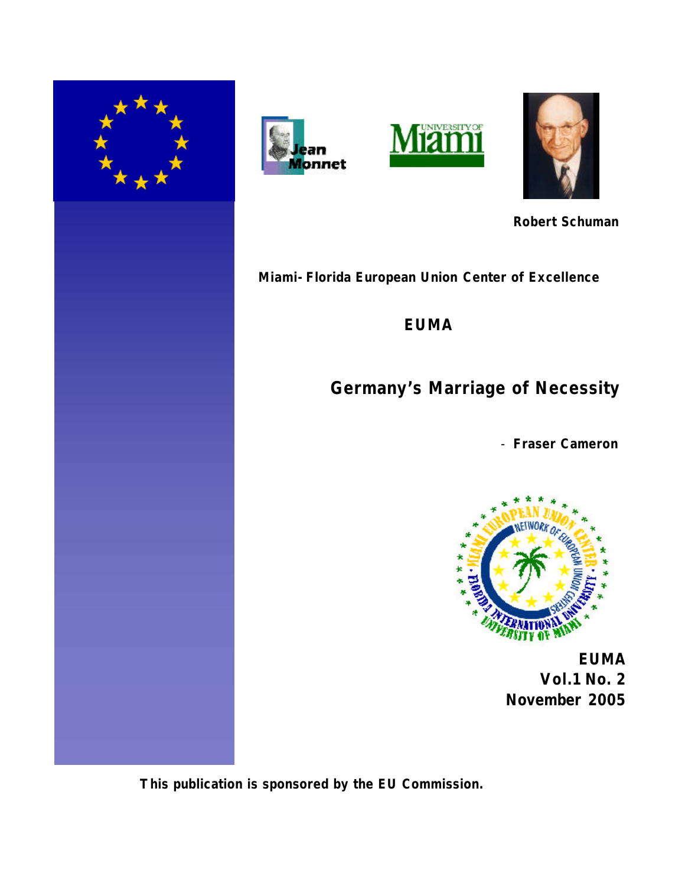Robert Schuman

**Miami- Florida European Union Center of Excellence**

**EUMA**

# Germany's Marriage of Necessity

\- **Fraser Cameron**

**EUMA**
**Vol.1 No. 2**
**November 2005**

**This publication is sponsored by the EU Commission.**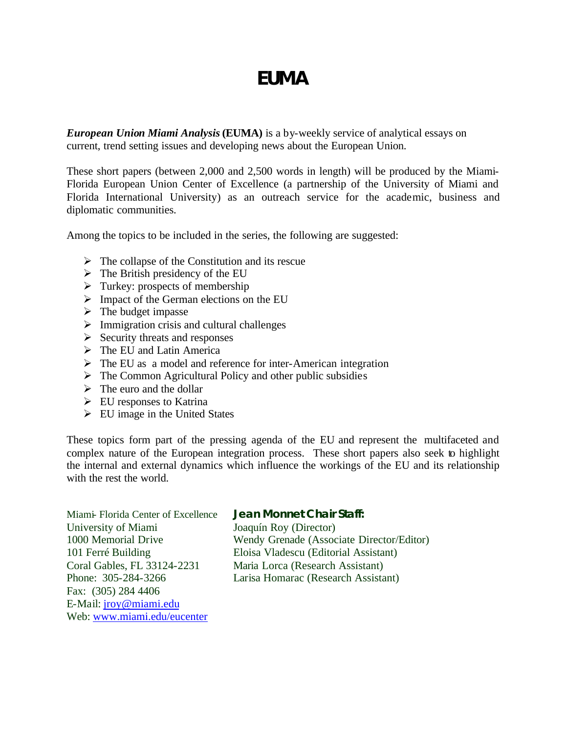# EUMA

***European Union Miami Analysis* (EUMA)** is a by-weekly service of analytical essays on current, trend setting issues and developing news about the European Union.

These short papers (between 2,000 and 2,500 words in length) will be produced by the Miami-Florida European Union Center of Excellence (a partnership of the University of Miami and Florida International University) as an outreach service for the academic, business and diplomatic communities.

Among the topics to be included in the series, the following are suggested:

- The collapse of the Constitution and its rescue
- The British presidency of the EU
- Turkey: prospects of membership
- Impact of the German elections on the EU
- The budget impasse
- Immigration crisis and cultural challenges
- Security threats and responses
- The EU and Latin America
- The EU as a model and reference for inter-American integration
- The Common Agricultural Policy and other public subsidies
- The euro and the dollar
- EU responses to Katrina
- EU image in the United States

These topics form part of the pressing agenda of the EU and represent the multifaceted and complex nature of the European integration process. These short papers also seek to highlight the internal and external dynamics which influence the workings of the EU and its relationship with the rest the world.

Miami- Florida Center of Excellence
University of Miami
1000 Memorial Drive
101 Ferré Building
Coral Gables, FL 33124-2231
Phone: 305-284-3266
Fax: (305) 284 4406
E-Mail: jroy@miami.edu
Web: www.miami.edu/eucenter

**Jean Monnet Chair Staff:**
Joaquín Roy (Director)
Wendy Grenade (Associate Director/Editor)
Eloisa Vladescu (Editorial Assistant)
Maria Lorca (Research Assistant)
Larisa Homarac (Research Assistant)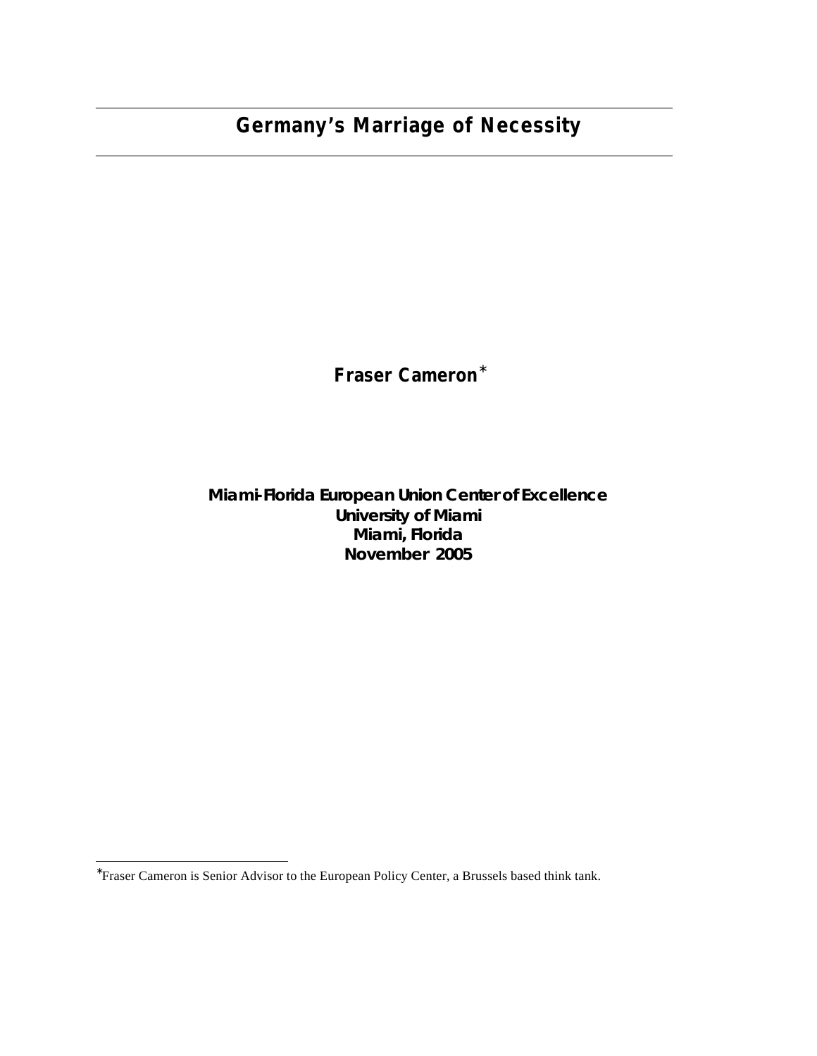# Germany's Marriage of Necessity

**Fraser Cameron***

**Miami-Florida European Union Center of Excellence**
**University of Miami**
**Miami, Florida**
**November 2005**

---

*Fraser Cameron is Senior Advisor to the European Policy Center, a Brussels based think tank.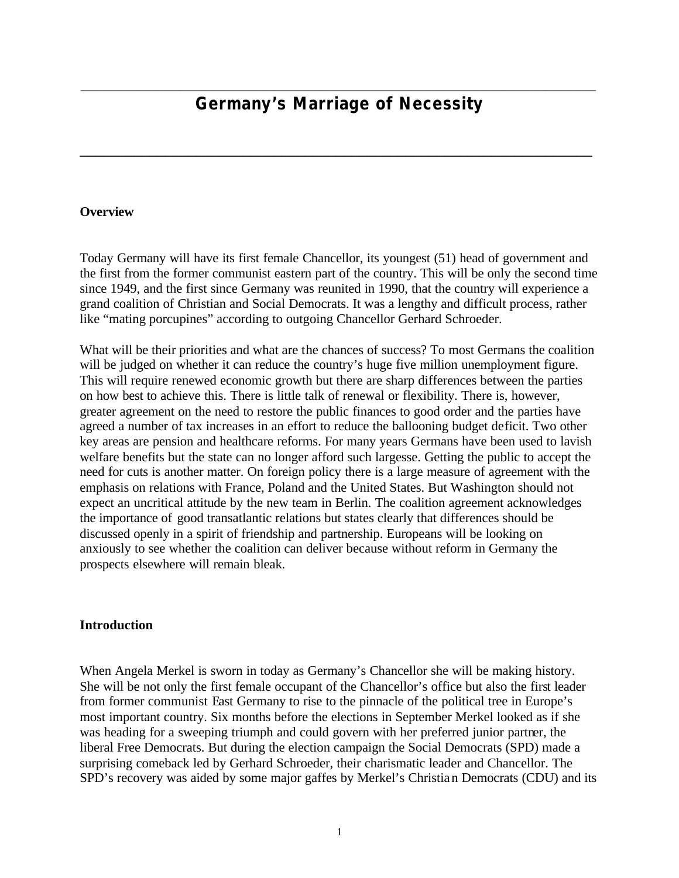# Germany's Marriage of Necessity

## Overview

Today Germany will have its first female Chancellor, its youngest (51) head of government and the first from the former communist eastern part of the country. This will be only the second time since 1949, and the first since Germany was reunited in 1990, that the country will experience a grand coalition of Christian and Social Democrats. It was a lengthy and difficult process, rather like "mating porcupines" according to outgoing Chancellor Gerhard Schroeder.

What will be their priorities and what are the chances of success? To most Germans the coalition will be judged on whether it can reduce the country's huge five million unemployment figure. This will require renewed economic growth but there are sharp differences between the parties on how best to achieve this. There is little talk of renewal or flexibility. There is, however, greater agreement on the need to restore the public finances to good order and the parties have agreed a number of tax increases in an effort to reduce the ballooning budget deficit. Two other key areas are pension and healthcare reforms. For many years Germans have been used to lavish welfare benefits but the state can no longer afford such largesse. Getting the public to accept the need for cuts is another matter. On foreign policy there is a large measure of agreement with the emphasis on relations with France, Poland and the United States. But Washington should not expect an uncritical attitude by the new team in Berlin. The coalition agreement acknowledges the importance of good transatlantic relations but states clearly that differences should be discussed openly in a spirit of friendship and partnership. Europeans will be looking on anxiously to see whether the coalition can deliver because without reform in Germany the prospects elsewhere will remain bleak.

## Introduction

When Angela Merkel is sworn in today as Germany's Chancellor she will be making history. She will be not only the first female occupant of the Chancellor's office but also the first leader from former communist East Germany to rise to the pinnacle of the political tree in Europe's most important country. Six months before the elections in September Merkel looked as if she was heading for a sweeping triumph and could govern with her preferred junior partner, the liberal Free Democrats. But during the election campaign the Social Democrats (SPD) made a surprising comeback led by Gerhard Schroeder, their charismatic leader and Chancellor. The SPD's recovery was aided by some major gaffes by Merkel's Christian Democrats (CDU) and its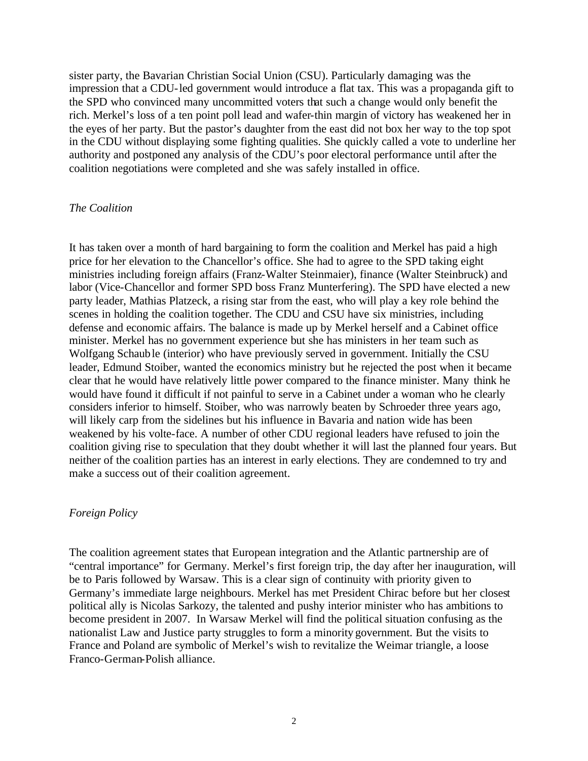sister party, the Bavarian Christian Social Union (CSU). Particularly damaging was the impression that a CDU-led government would introduce a flat tax. This was a propaganda gift to the SPD who convinced many uncommitted voters that such a change would only benefit the rich. Merkel's loss of a ten point poll lead and wafer-thin margin of victory has weakened her in the eyes of her party. But the pastor's daughter from the east did not box her way to the top spot in the CDU without displaying some fighting qualities. She quickly called a vote to underline her authority and postponed any analysis of the CDU's poor electoral performance until after the coalition negotiations were completed and she was safely installed in office.

*The Coalition*

It has taken over a month of hard bargaining to form the coalition and Merkel has paid a high price for her elevation to the Chancellor's office. She had to agree to the SPD taking eight ministries including foreign affairs (Franz-Walter Steinmaier), finance (Walter Steinbruck) and labor (Vice-Chancellor and former SPD boss Franz Munterfering). The SPD have elected a new party leader, Mathias Platzeck, a rising star from the east, who will play a key role behind the scenes in holding the coalition together. The CDU and CSU have six ministries, including defense and economic affairs. The balance is made up by Merkel herself and a Cabinet office minister. Merkel has no government experience but she has ministers in her team such as Wolfgang Schauble (interior) who have previously served in government. Initially the CSU leader, Edmund Stoiber, wanted the economics ministry but he rejected the post when it became clear that he would have relatively little power compared to the finance minister. Many think he would have found it difficult if not painful to serve in a Cabinet under a woman who he clearly considers inferior to himself. Stoiber, who was narrowly beaten by Schroeder three years ago, will likely carp from the sidelines but his influence in Bavaria and nation wide has been weakened by his volte-face. A number of other CDU regional leaders have refused to join the coalition giving rise to speculation that they doubt whether it will last the planned four years. But neither of the coalition parties has an interest in early elections. They are condemned to try and make a success out of their coalition agreement.

*Foreign Policy*

The coalition agreement states that European integration and the Atlantic partnership are of "central importance" for Germany. Merkel's first foreign trip, the day after her inauguration, will be to Paris followed by Warsaw. This is a clear sign of continuity with priority given to Germany's immediate large neighbours. Merkel has met President Chirac before but her closest political ally is Nicolas Sarkozy, the talented and pushy interior minister who has ambitions to become president in 2007. In Warsaw Merkel will find the political situation confusing as the nationalist Law and Justice party struggles to form a minority government. But the visits to France and Poland are symbolic of Merkel's wish to revitalize the Weimar triangle, a loose Franco-German-Polish alliance.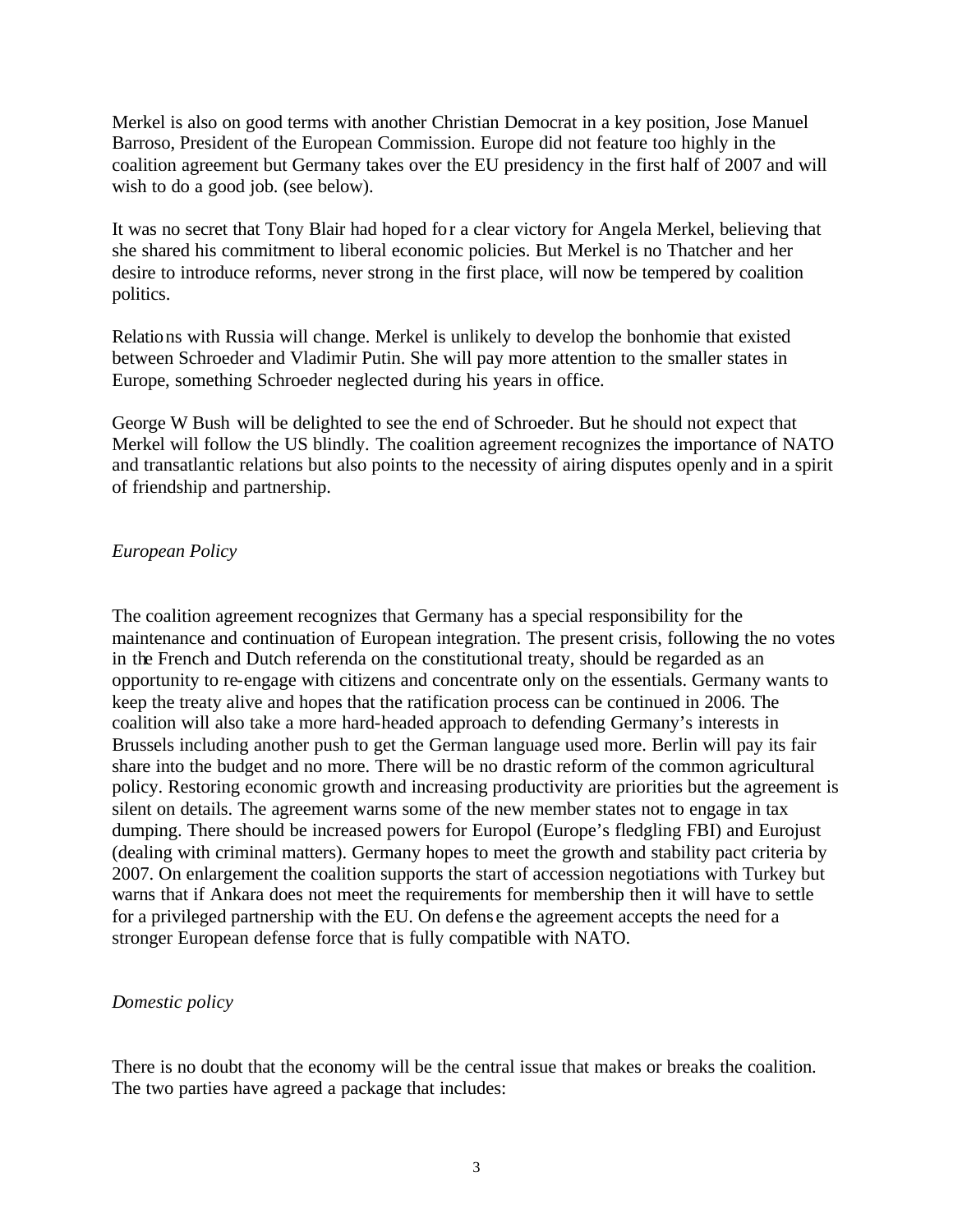Merkel is also on good terms with another Christian Democrat in a key position, Jose Manuel Barroso, President of the European Commission. Europe did not feature too highly in the coalition agreement but Germany takes over the EU presidency in the first half of 2007 and will wish to do a good job. (see below).

It was no secret that Tony Blair had hoped for a clear victory for Angela Merkel, believing that she shared his commitment to liberal economic policies. But Merkel is no Thatcher and her desire to introduce reforms, never strong in the first place, will now be tempered by coalition politics.

Relations with Russia will change. Merkel is unlikely to develop the bonhomie that existed between Schroeder and Vladimir Putin. She will pay more attention to the smaller states in Europe, something Schroeder neglected during his years in office.

George W Bush will be delighted to see the end of Schroeder. But he should not expect that Merkel will follow the US blindly. The coalition agreement recognizes the importance of NATO and transatlantic relations but also points to the necessity of airing disputes openly and in a spirit of friendship and partnership.

*European Policy*

The coalition agreement recognizes that Germany has a special responsibility for the maintenance and continuation of European integration. The present crisis, following the no votes in the French and Dutch referenda on the constitutional treaty, should be regarded as an opportunity to re-engage with citizens and concentrate only on the essentials. Germany wants to keep the treaty alive and hopes that the ratification process can be continued in 2006. The coalition will also take a more hard-headed approach to defending Germany's interests in Brussels including another push to get the German language used more. Berlin will pay its fair share into the budget and no more. There will be no drastic reform of the common agricultural policy. Restoring economic growth and increasing productivity are priorities but the agreement is silent on details. The agreement warns some of the new member states not to engage in tax dumping. There should be increased powers for Europol (Europe's fledgling FBI) and Eurojust (dealing with criminal matters). Germany hopes to meet the growth and stability pact criteria by 2007. On enlargement the coalition supports the start of accession negotiations with Turkey but warns that if Ankara does not meet the requirements for membership then it will have to settle for a privileged partnership with the EU. On defense the agreement accepts the need for a stronger European defense force that is fully compatible with NATO.

*Domestic policy*

There is no doubt that the economy will be the central issue that makes or breaks the coalition. The two parties have agreed a package that includes: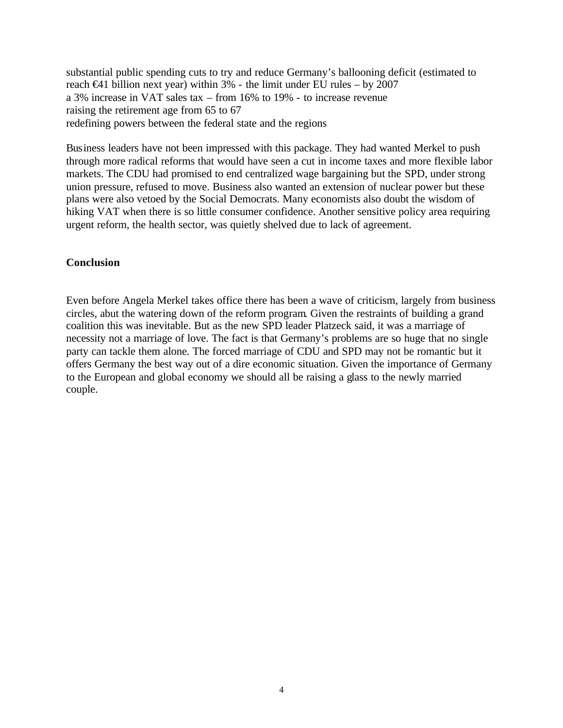substantial public spending cuts to try and reduce Germany's ballooning deficit (estimated to reach €41 billion next year) within 3% - the limit under EU rules – by 2007
a 3% increase in VAT sales tax – from 16% to 19% - to increase revenue
raising the retirement age from 65 to 67
redefining powers between the federal state and the regions

Business leaders have not been impressed with this package. They had wanted Merkel to push through more radical reforms that would have seen a cut in income taxes and more flexible labor markets. The CDU had promised to end centralized wage bargaining but the SPD, under strong union pressure, refused to move. Business also wanted an extension of nuclear power but these plans were also vetoed by the Social Democrats. Many economists also doubt the wisdom of hiking VAT when there is so little consumer confidence. Another sensitive policy area requiring urgent reform, the health sector, was quietly shelved due to lack of agreement.

**Conclusion**

Even before Angela Merkel takes office there has been a wave of criticism, largely from business circles, abut the watering down of the reform program. Given the restraints of building a grand coalition this was inevitable. But as the new SPD leader Platzeck said, it was a marriage of necessity not a marriage of love. The fact is that Germany's problems are so huge that no single party can tackle them alone. The forced marriage of CDU and SPD may not be romantic but it offers Germany the best way out of a dire economic situation. Given the importance of Germany to the European and global economy we should all be raising a glass to the newly married couple.